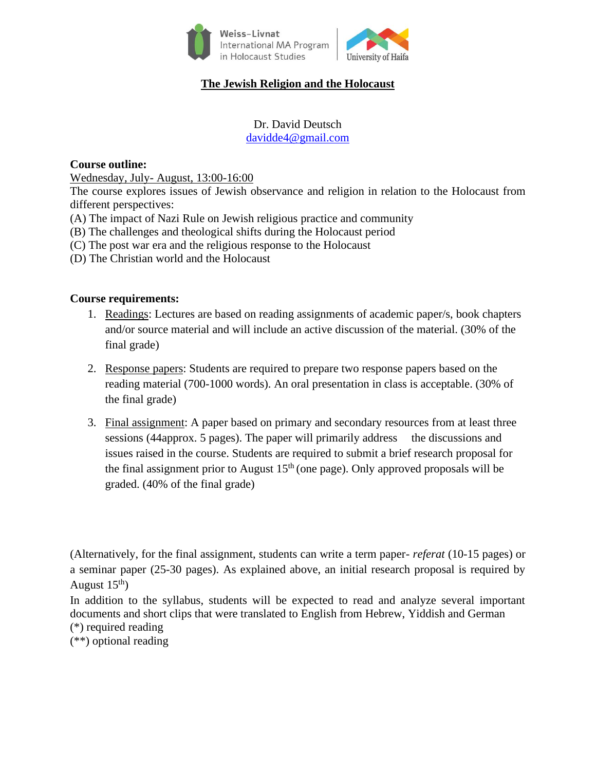Weiss-Livnat International MA Program in Holocaust Studies | University of Haifa

# The Jewish Religion and the Holocaust

Dr. David Deutsch
davidde4@gmail.com

**Course outline:**

Wednesday, July- August, 13:00-16:00

The course explores issues of Jewish observance and religion in relation to the Holocaust from different perspectives:

(A) The impact of Nazi Rule on Jewish religious practice and community
(B) The challenges and theological shifts during the Holocaust period
(C) The post war era and the religious response to the Holocaust
(D) The Christian world and the Holocaust

**Course requirements:**

1. Readings: Lectures are based on reading assignments of academic paper/s, book chapters and/or source material and will include an active discussion of the material. (30% of the final grade)

2. Response papers: Students are required to prepare two response papers based on the reading material (700-1000 words). An oral presentation in class is acceptable. (30% of the final grade)

3. Final assignment: A paper based on primary and secondary resources from at least three sessions (44approx. 5 pages). The paper will primarily address the discussions and issues raised in the course. Students are required to submit a brief research proposal for the final assignment prior to August 15th (one page). Only approved proposals will be graded. (40% of the final grade)

(Alternatively, for the final assignment, students can write a term paper- *referat* (10-15 pages) or a seminar paper (25-30 pages). As explained above, an initial research proposal is required by August 15th)

In addition to the syllabus, students will be expected to read and analyze several important documents and short clips that were translated to English from Hebrew, Yiddish and German

(*) required reading
(**) optional reading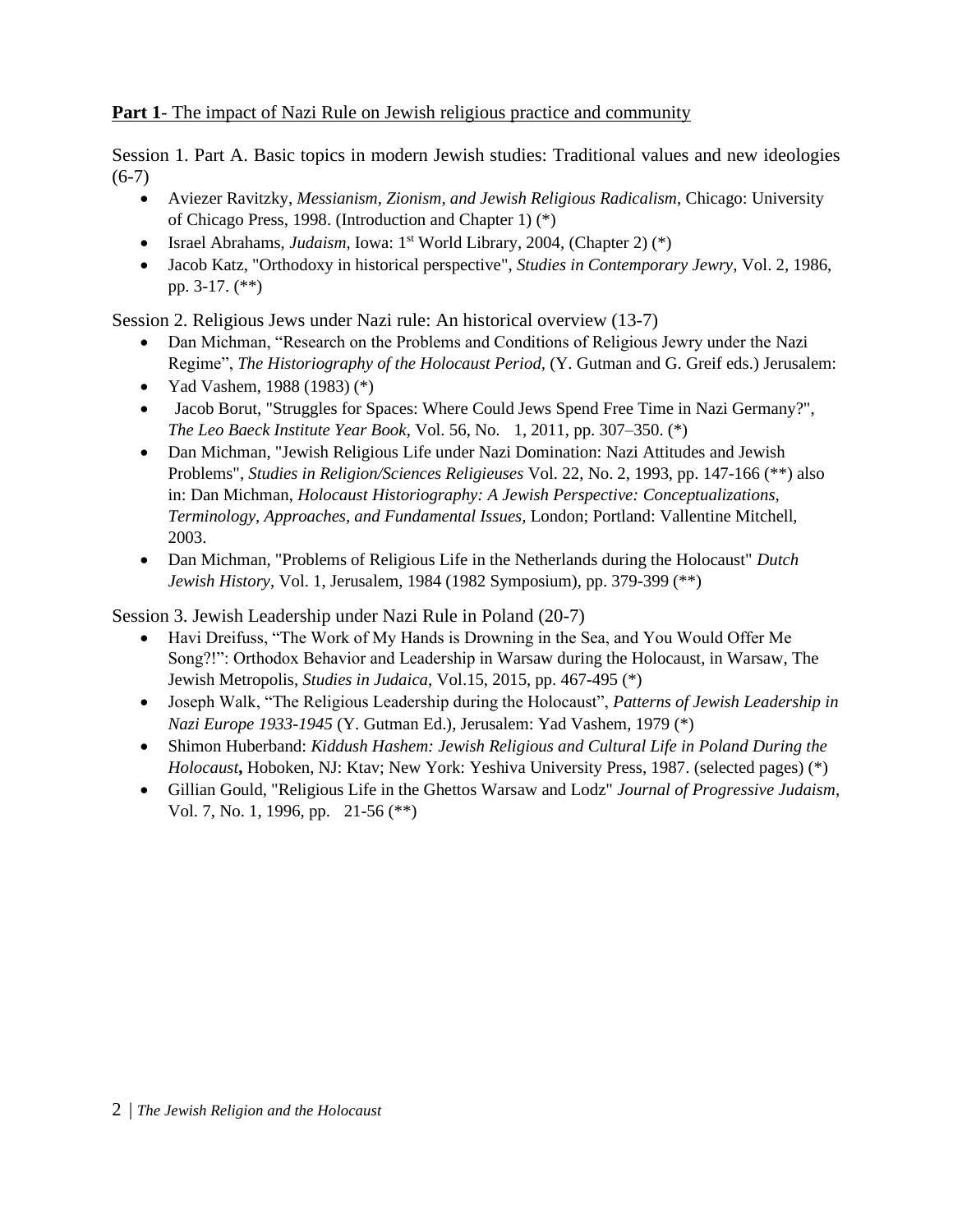**Part 1**- The impact of Nazi Rule on Jewish religious practice and community

Session 1. Part A. Basic topics in modern Jewish studies: Traditional values and new ideologies (6-7)

- Aviezer Ravitzky, *Messianism, Zionism, and Jewish Religious Radicalism*, Chicago: University of Chicago Press, 1998. (Introduction and Chapter 1) (*)
- Israel Abrahams, *Judaism*, Iowa: 1st World Library, 2004, (Chapter 2) (*)
- Jacob Katz, "Orthodoxy in historical perspective", *Studies in Contemporary Jewry*, Vol. 2, 1986, pp. 3-17. (**)

Session 2. Religious Jews under Nazi rule: An historical overview (13-7)

- Dan Michman, "Research on the Problems and Conditions of Religious Jewry under the Nazi Regime", *The Historiography of the Holocaust Period*, (Y. Gutman and G. Greif eds.) Jerusalem:
- Yad Vashem, 1988 (1983) (*)
- Jacob Borut, "Struggles for Spaces: Where Could Jews Spend Free Time in Nazi Germany?", *The Leo Baeck Institute Year Book*, Vol. 56, No. 1, 2011, pp. 307–350. (*)
- Dan Michman, "Jewish Religious Life under Nazi Domination: Nazi Attitudes and Jewish Problems", *Studies in Religion/Sciences Religieuses* Vol. 22, No. 2, 1993, pp. 147-166 (**) also in: Dan Michman, *Holocaust Historiography: A Jewish Perspective: Conceptualizations, Terminology, Approaches, and Fundamental Issues,* London; Portland: Vallentine Mitchell, 2003.
- Dan Michman, "Problems of Religious Life in the Netherlands during the Holocaust" *Dutch Jewish History*, Vol. 1, Jerusalem, 1984 (1982 Symposium), pp. 379-399 (**)

Session 3. Jewish Leadership under Nazi Rule in Poland (20-7)

- Havi Dreifuss, "The Work of My Hands is Drowning in the Sea, and You Would Offer Me Song?!": Orthodox Behavior and Leadership in Warsaw during the Holocaust, in Warsaw, The Jewish Metropolis, *Studies in Judaica*, Vol.15, 2015, pp. 467-495 (*)
- Joseph Walk, "The Religious Leadership during the Holocaust", *Patterns of Jewish Leadership in Nazi Europe 1933-1945* (Y. Gutman Ed.), Jerusalem: Yad Vashem, 1979 (*)
- Shimon Huberband: *Kiddush Hashem: Jewish Religious and Cultural Life in Poland During the Holocaust***,** Hoboken, NJ: Ktav; New York: Yeshiva University Press, 1987. (selected pages) (*)
- Gillian Gould, "Religious Life in the Ghettos Warsaw and Lodz" *Journal of Progressive Judaism*, Vol. 7, No. 1, 1996, pp. 21-56 (**)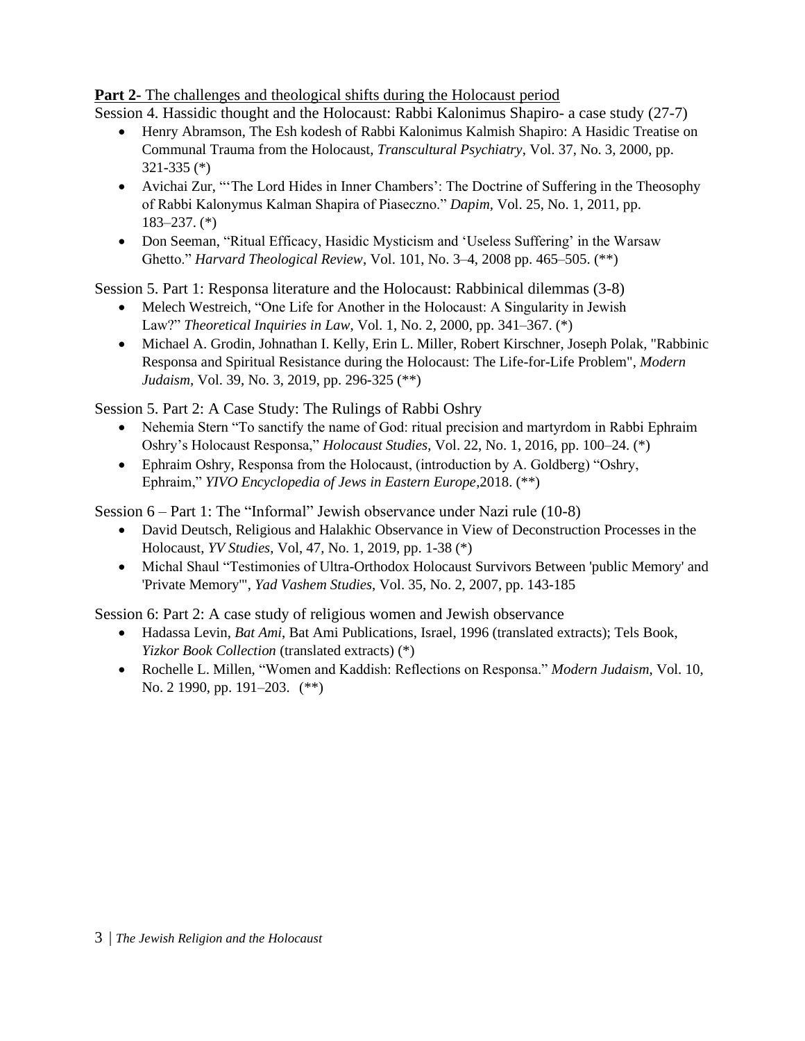**Part 2-** The challenges and theological shifts during the Holocaust period

Session 4. Hassidic thought and the Holocaust: Rabbi Kalonimus Shapiro- a case study (27-7)

- Henry Abramson, The Esh kodesh of Rabbi Kalonimus Kalmish Shapiro: A Hasidic Treatise on Communal Trauma from the Holocaust, *Transcultural Psychiatry*, Vol. 37, No. 3, 2000, pp. 321-335 (*)
- Avichai Zur, "'The Lord Hides in Inner Chambers': The Doctrine of Suffering in the Theosophy of Rabbi Kalonymus Kalman Shapira of Piaseczno." *Dapim*, Vol. 25, No. 1, 2011, pp. 183–237. (*)
- Don Seeman, "Ritual Efficacy, Hasidic Mysticism and 'Useless Suffering' in the Warsaw Ghetto." *Harvard Theological Review*, Vol. 101, No. 3–4, 2008 pp. 465–505. (**)

Session 5. Part 1: Responsa literature and the Holocaust: Rabbinical dilemmas (3-8)

- Melech Westreich, "One Life for Another in the Holocaust: A Singularity in Jewish Law?" *Theoretical Inquiries in Law*, Vol. 1, No. 2, 2000, pp. 341–367. (*)
- Michael A. Grodin, Johnathan I. Kelly, Erin L. Miller, Robert Kirschner, Joseph Polak, "Rabbinic Responsa and Spiritual Resistance during the Holocaust: The Life-for-Life Problem", *Modern Judaism*, Vol. 39, No. 3, 2019, pp. 296-325 (**)

Session 5. Part 2: A Case Study: The Rulings of Rabbi Oshry

- Nehemia Stern "To sanctify the name of God: ritual precision and martyrdom in Rabbi Ephraim Oshry's Holocaust Responsa," *Holocaust Studies*, Vol. 22, No. 1, 2016, pp. 100–24. (*)
- Ephraim Oshry, Responsa from the Holocaust, (introduction by A. Goldberg) "Oshry, Ephraim," *YIVO Encyclopedia of Jews in Eastern Europe*,2018. (**)

Session 6 – Part 1: The "Informal" Jewish observance under Nazi rule (10-8)

- David Deutsch, Religious and Halakhic Observance in View of Deconstruction Processes in the Holocaust, *YV Studies*, Vol, 47, No. 1, 2019, pp. 1-38 (*)
- Michal Shaul "Testimonies of Ultra-Orthodox Holocaust Survivors Between 'public Memory' and 'Private Memory'", *Yad Vashem Studies*, Vol. 35, No. 2, 2007, pp. 143-185

Session 6: Part 2: A case study of religious women and Jewish observance

- Hadassa Levin, *Bat Ami*, Bat Ami Publications, Israel, 1996 (translated extracts); Tels Book, *Yizkor Book Collection* (translated extracts) (*)
- Rochelle L. Millen, "Women and Kaddish: Reflections on Responsa." *Modern Judaism*, Vol. 10, No. 2 1990, pp. 191–203. (**)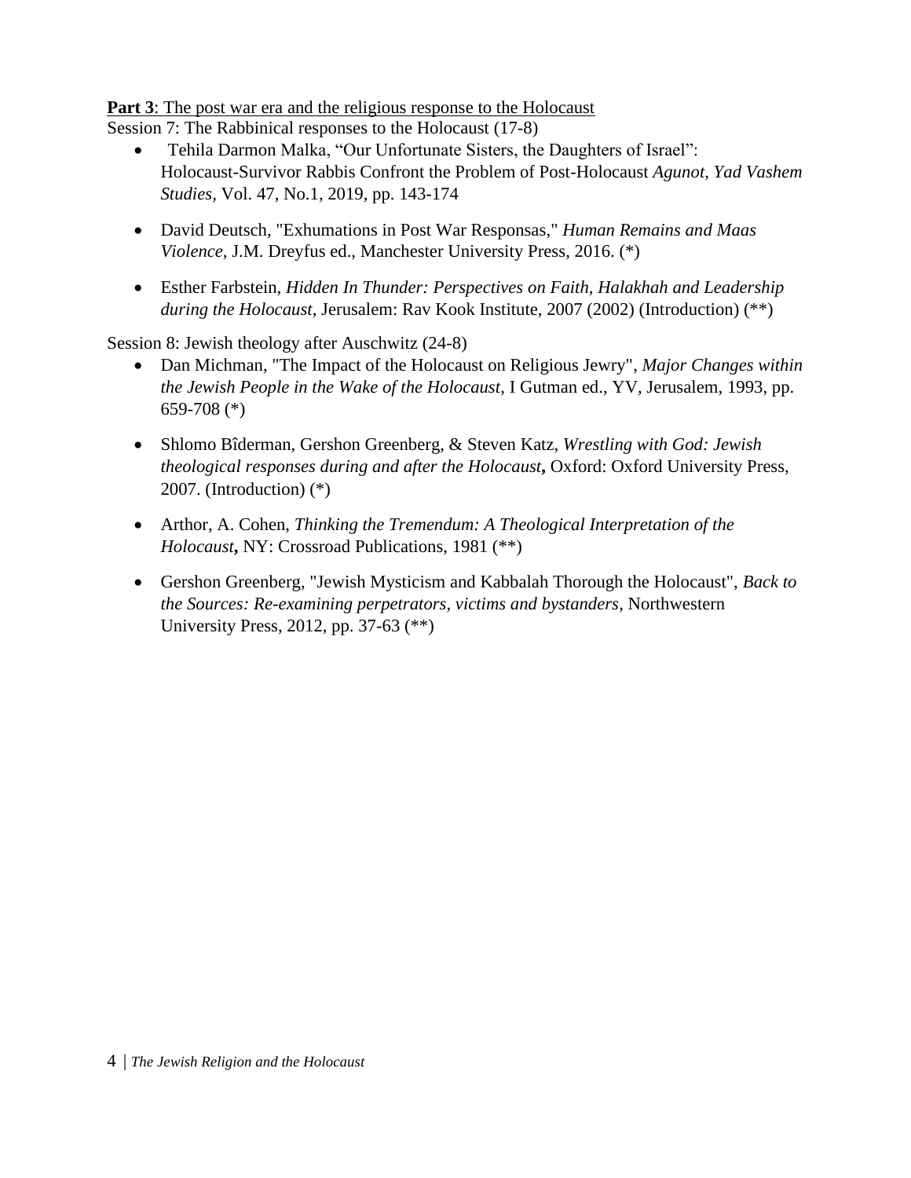**Part 3**: The post war era and the religious response to the Holocaust

Session 7: The Rabbinical responses to the Holocaust (17-8)

- Tehila Darmon Malka, "Our Unfortunate Sisters, the Daughters of Israel": Holocaust-Survivor Rabbis Confront the Problem of Post-Holocaust *Agunot, Yad Vashem Studies,* Vol. 47, No.1, 2019, pp. 143-174
- David Deutsch, "Exhumations in Post War Responsas," *Human Remains and Maas Violence*, J.M. Dreyfus ed., Manchester University Press, 2016. (*)
- Esther Farbstein, *Hidden In Thunder: Perspectives on Faith, Halakhah and Leadership during the Holocaust*, Jerusalem: Rav Kook Institute, 2007 (2002) (Introduction) (**)

Session 8: Jewish theology after Auschwitz (24-8)

- Dan Michman, "The Impact of the Holocaust on Religious Jewry", *Major Changes within the Jewish People in the Wake of the Holocaust*, I Gutman ed., YV, Jerusalem, 1993, pp. 659-708 (*)
- Shlomo Bîderman, Gershon Greenberg, & Steven Katz, *Wrestling with God: Jewish theological responses during and after the Holocaust***,** Oxford: Oxford University Press, 2007. (Introduction) (*)
- Arthor, A. Cohen, *Thinking the Tremendum: A Theological Interpretation of the Holocaust***,** NY: Crossroad Publications, 1981 (**)
- Gershon Greenberg, "Jewish Mysticism and Kabbalah Thorough the Holocaust", *Back to the Sources: Re-examining perpetrators, victims and bystanders*, Northwestern University Press, 2012, pp. 37-63 (**)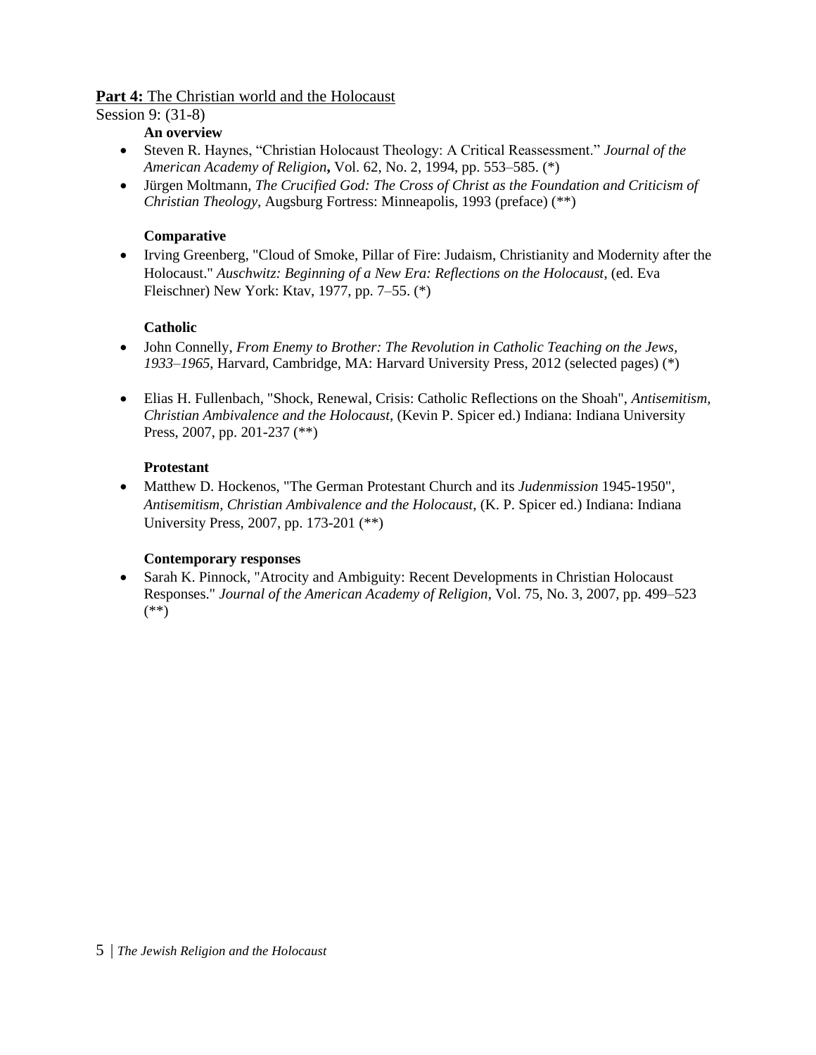**Part 4:** The Christian world and the Holocaust

Session 9: (31-8)

**An overview**

- Steven R. Haynes, "Christian Holocaust Theology: A Critical Reassessment." *Journal of the American Academy of Religion***,** Vol. 62, No. 2, 1994, pp. 553–585. (*)
- Jürgen Moltmann, *The Crucified God: The Cross of Christ as the Foundation and Criticism of Christian Theology*, Augsburg Fortress: Minneapolis, 1993 (preface) (**)

**Comparative**

- Irving Greenberg, "Cloud of Smoke, Pillar of Fire: Judaism, Christianity and Modernity after the Holocaust." *Auschwitz: Beginning of a New Era: Reflections on the Holocaust*, (ed. Eva Fleischner) New York: Ktav, 1977, pp. 7–55. (*)

**Catholic**

- John Connelly, *From Enemy to Brother: The Revolution in Catholic Teaching on the Jews, 1933–1965*, Harvard, Cambridge, MA: Harvard University Press, 2012 (selected pages) (*)
- Elias H. Fullenbach, "Shock, Renewal, Crisis: Catholic Reflections on the Shoah", *Antisemitism, Christian Ambivalence and the Holocaust*, (Kevin P. Spicer ed.) Indiana: Indiana University Press, 2007, pp. 201-237 (**)

**Protestant**

- Matthew D. Hockenos, "The German Protestant Church and its *Judenmission* 1945-1950", *Antisemitism, Christian Ambivalence and the Holocaust*, (K. P. Spicer ed.) Indiana: Indiana University Press, 2007, pp. 173-201 (**)

**Contemporary responses**

- Sarah K. Pinnock, "Atrocity and Ambiguity: Recent Developments in Christian Holocaust Responses." *Journal of the American Academy of Religion*, Vol. 75, No. 3, 2007, pp. 499–523 (**)